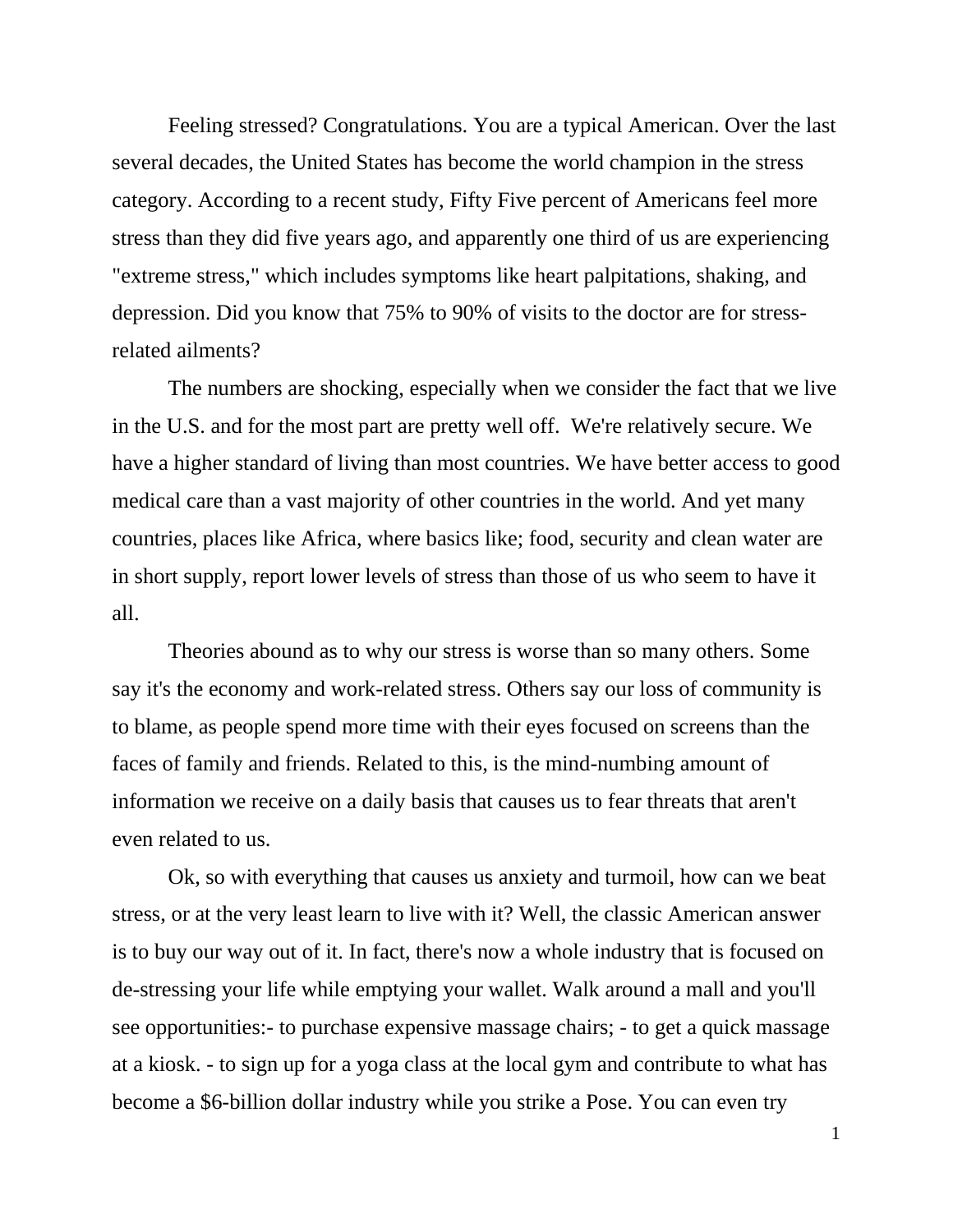Feeling stressed? Congratulations. You are a typical American. Over the last several decades, the United States has become the world champion in the stress category. According to a recent study, Fifty Five percent of Americans feel more stress than they did five years ago, and apparently one third of us are experiencing "extreme stress," which includes symptoms like heart palpitations, shaking, and depression. Did you know that 75% to 90% of visits to the doctor are for stress-related ailments?

The numbers are shocking, especially when we consider the fact that we live in the U.S. and for the most part are pretty well off. We're relatively secure. We have a higher standard of living than most countries. We have better access to good medical care than a vast majority of other countries in the world. And yet many countries, places like Africa, where basics like; food, security and clean water are in short supply, report lower levels of stress than those of us who seem to have it all.

Theories abound as to why our stress is worse than so many others. Some say it's the economy and work-related stress. Others say our loss of community is to blame, as people spend more time with their eyes focused on screens than the faces of family and friends. Related to this, is the mind-numbing amount of information we receive on a daily basis that causes us to fear threats that aren't even related to us.

Ok, so with everything that causes us anxiety and turmoil, how can we beat stress, or at the very least learn to live with it? Well, the classic American answer is to buy our way out of it. In fact, there's now a whole industry that is focused on de-stressing your life while emptying your wallet. Walk around a mall and you'll see opportunities:- to purchase expensive massage chairs; - to get a quick massage at a kiosk. - to sign up for a yoga class at the local gym and contribute to what has become a $6-billion dollar industry while you strike a Pose. You can even try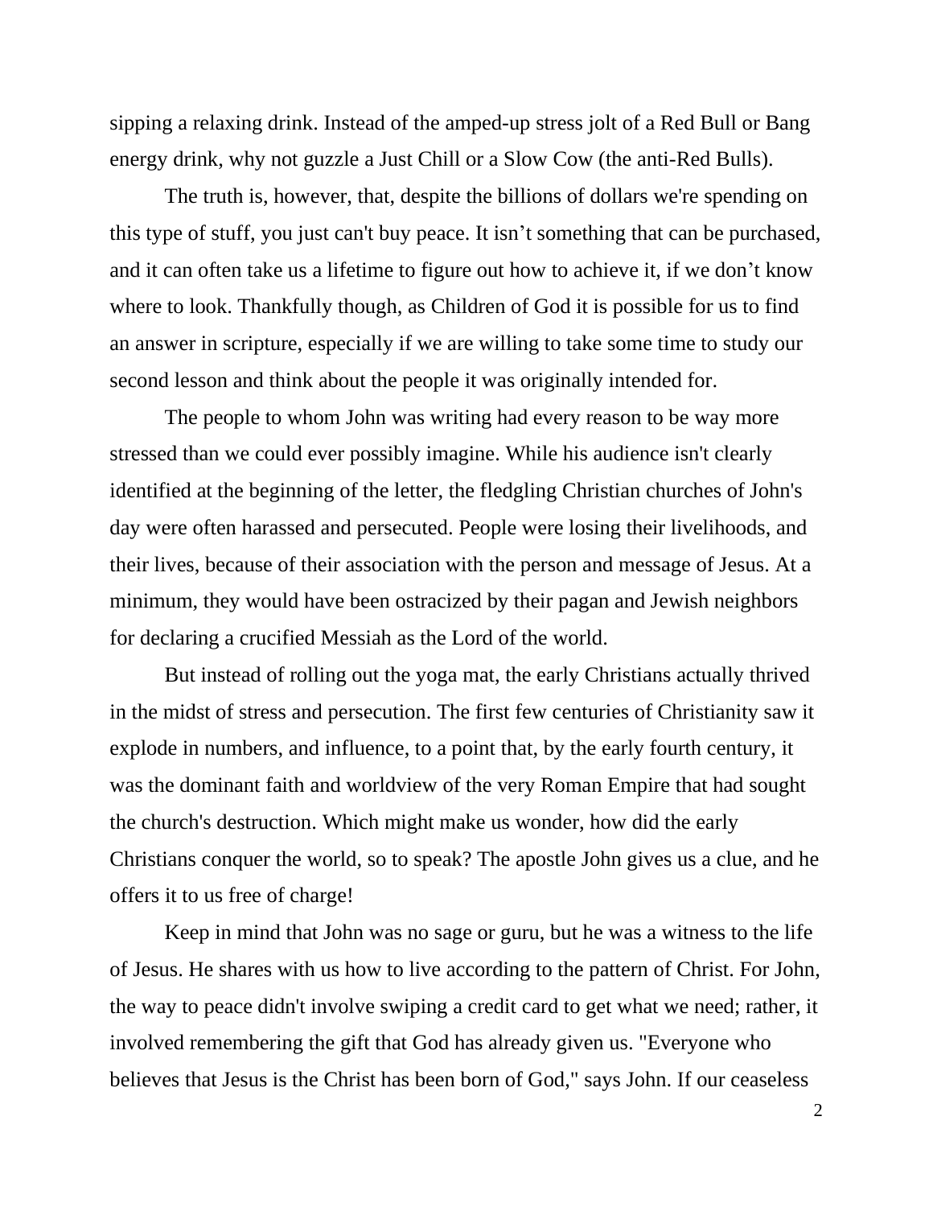sipping a relaxing drink. Instead of the amped-up stress jolt of a Red Bull or Bang energy drink, why not guzzle a Just Chill or a Slow Cow (the anti-Red Bulls).

The truth is, however, that, despite the billions of dollars we're spending on this type of stuff, you just can't buy peace. It isn't something that can be purchased, and it can often take us a lifetime to figure out how to achieve it, if we don't know where to look. Thankfully though, as Children of God it is possible for us to find an answer in scripture, especially if we are willing to take some time to study our second lesson and think about the people it was originally intended for.

The people to whom John was writing had every reason to be way more stressed than we could ever possibly imagine. While his audience isn't clearly identified at the beginning of the letter, the fledgling Christian churches of John's day were often harassed and persecuted. People were losing their livelihoods, and their lives, because of their association with the person and message of Jesus. At a minimum, they would have been ostracized by their pagan and Jewish neighbors for declaring a crucified Messiah as the Lord of the world.

But instead of rolling out the yoga mat, the early Christians actually thrived in the midst of stress and persecution. The first few centuries of Christianity saw it explode in numbers, and influence, to a point that, by the early fourth century, it was the dominant faith and worldview of the very Roman Empire that had sought the church's destruction. Which might make us wonder, how did the early Christians conquer the world, so to speak? The apostle John gives us a clue, and he offers it to us free of charge!

Keep in mind that John was no sage or guru, but he was a witness to the life of Jesus. He shares with us how to live according to the pattern of Christ. For John, the way to peace didn't involve swiping a credit card to get what we need; rather, it involved remembering the gift that God has already given us. "Everyone who believes that Jesus is the Christ has been born of God," says John. If our ceaseless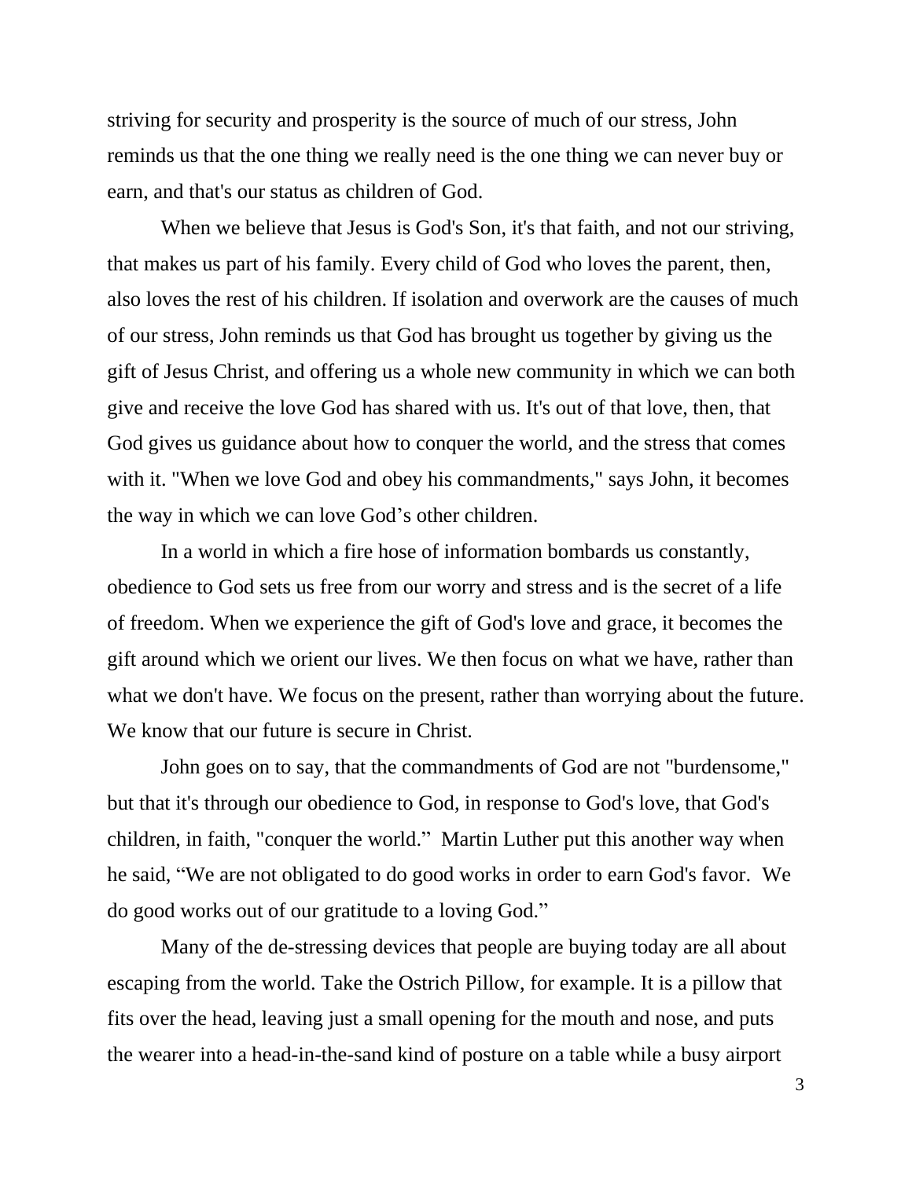striving for security and prosperity is the source of much of our stress, John reminds us that the one thing we really need is the one thing we can never buy or earn, and that's our status as children of God.

When we believe that Jesus is God's Son, it's that faith, and not our striving, that makes us part of his family. Every child of God who loves the parent, then, also loves the rest of his children. If isolation and overwork are the causes of much of our stress, John reminds us that God has brought us together by giving us the gift of Jesus Christ, and offering us a whole new community in which we can both give and receive the love God has shared with us. It's out of that love, then, that God gives us guidance about how to conquer the world, and the stress that comes with it. "When we love God and obey his commandments," says John, it becomes the way in which we can love God's other children.

In a world in which a fire hose of information bombards us constantly, obedience to God sets us free from our worry and stress and is the secret of a life of freedom. When we experience the gift of God's love and grace, it becomes the gift around which we orient our lives. We then focus on what we have, rather than what we don't have. We focus on the present, rather than worrying about the future. We know that our future is secure in Christ.

John goes on to say, that the commandments of God are not "burdensome," but that it's through our obedience to God, in response to God's love, that God's children, in faith, "conquer the world." Martin Luther put this another way when he said, "We are not obligated to do good works in order to earn God's favor. We do good works out of our gratitude to a loving God."

Many of the de-stressing devices that people are buying today are all about escaping from the world. Take the Ostrich Pillow, for example. It is a pillow that fits over the head, leaving just a small opening for the mouth and nose, and puts the wearer into a head-in-the-sand kind of posture on a table while a busy airport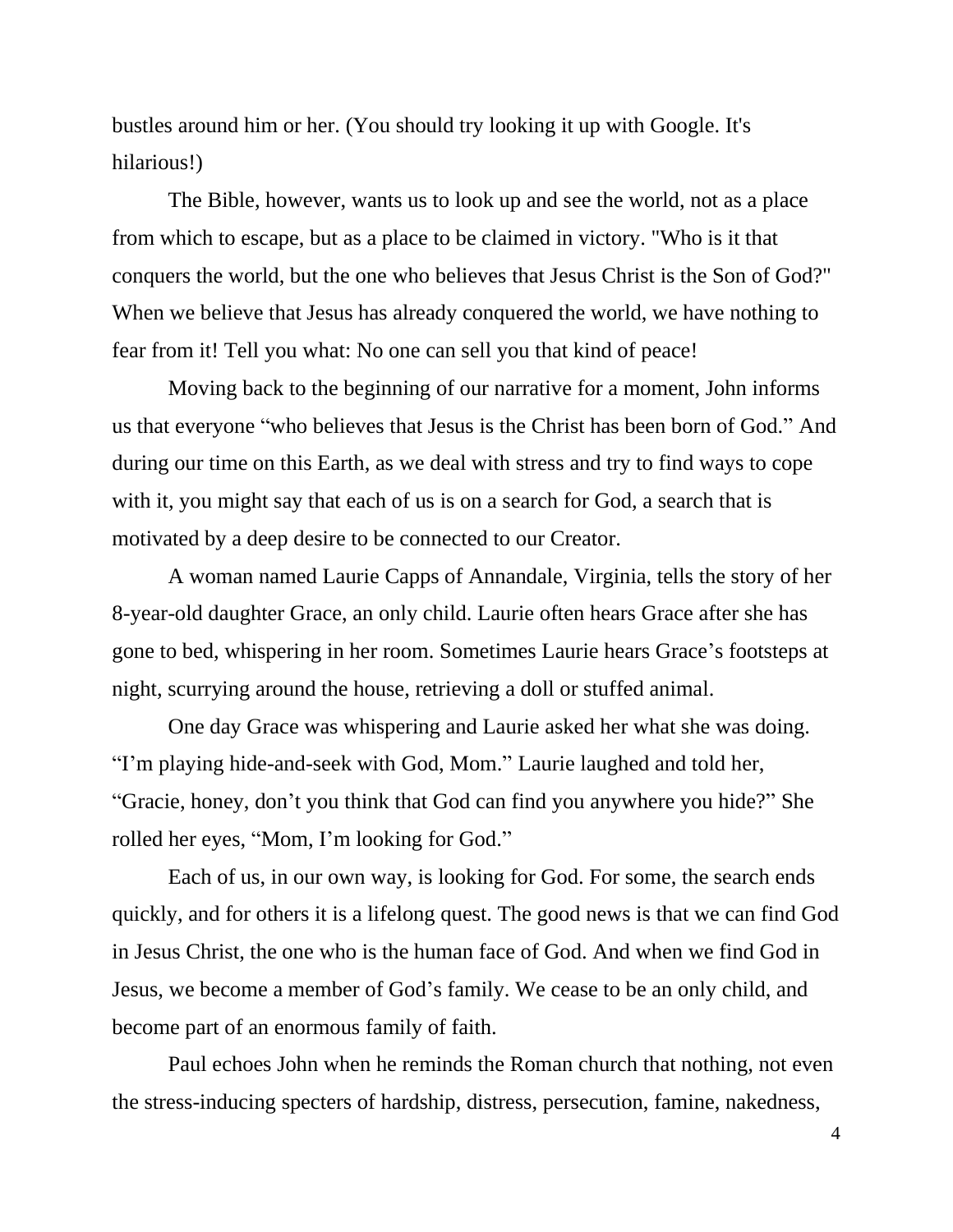bustles around him or her. (You should try looking it up with Google. It's hilarious!)

The Bible, however, wants us to look up and see the world, not as a place from which to escape, but as a place to be claimed in victory. "Who is it that conquers the world, but the one who believes that Jesus Christ is the Son of God?" When we believe that Jesus has already conquered the world, we have nothing to fear from it! Tell you what: No one can sell you that kind of peace!

Moving back to the beginning of our narrative for a moment, John informs us that everyone "who believes that Jesus is the Christ has been born of God." And during our time on this Earth, as we deal with stress and try to find ways to cope with it, you might say that each of us is on a search for God, a search that is motivated by a deep desire to be connected to our Creator.

A woman named Laurie Capps of Annandale, Virginia, tells the story of her 8-year-old daughter Grace, an only child. Laurie often hears Grace after she has gone to bed, whispering in her room. Sometimes Laurie hears Grace's footsteps at night, scurrying around the house, retrieving a doll or stuffed animal.

One day Grace was whispering and Laurie asked her what she was doing. "I'm playing hide-and-seek with God, Mom." Laurie laughed and told her, "Gracie, honey, don't you think that God can find you anywhere you hide?" She rolled her eyes, "Mom, I'm looking for God."

Each of us, in our own way, is looking for God. For some, the search ends quickly, and for others it is a lifelong quest. The good news is that we can find God in Jesus Christ, the one who is the human face of God. And when we find God in Jesus, we become a member of God's family. We cease to be an only child, and become part of an enormous family of faith.

Paul echoes John when he reminds the Roman church that nothing, not even the stress-inducing specters of hardship, distress, persecution, famine, nakedness,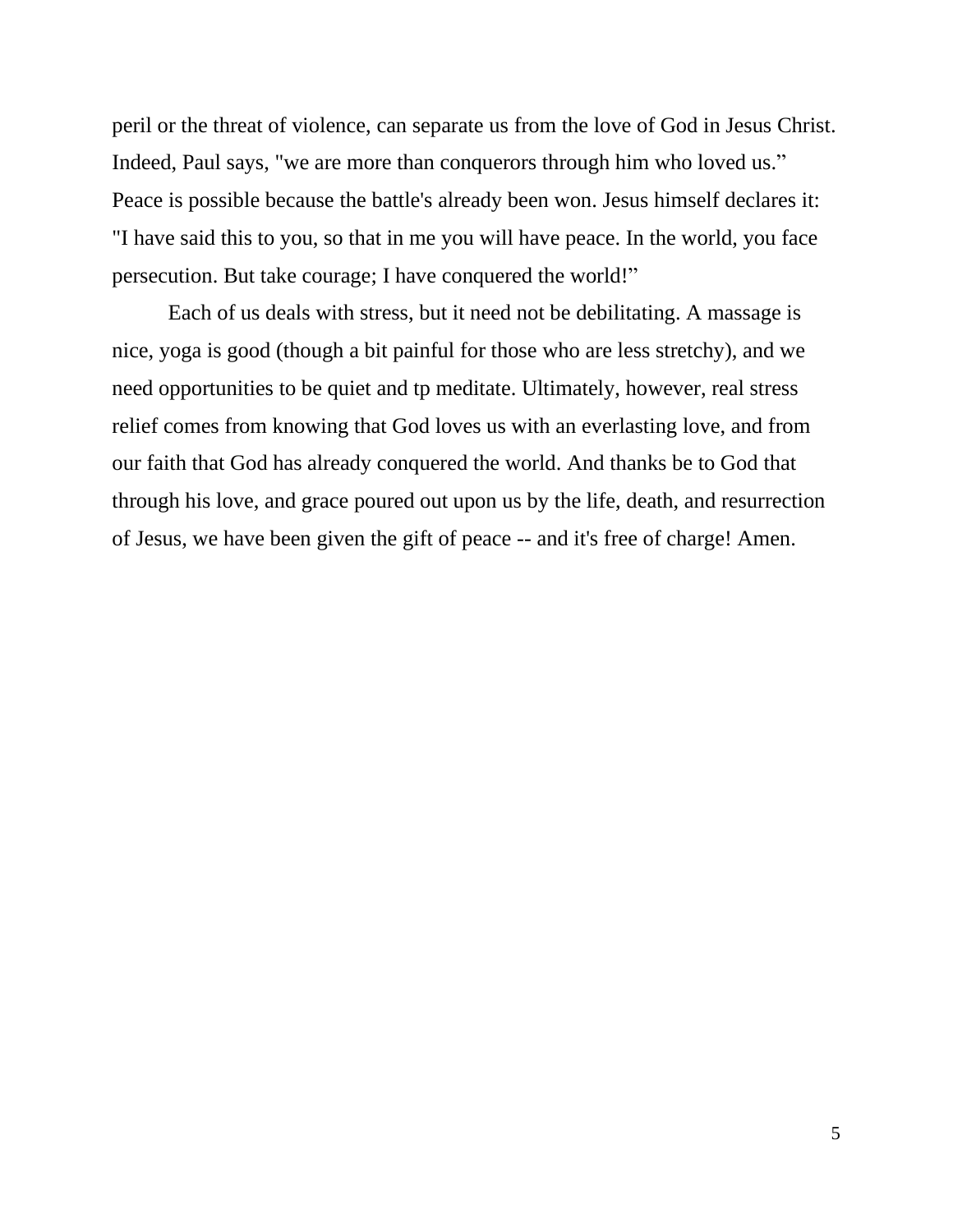peril or the threat of violence, can separate us from the love of God in Jesus Christ. Indeed, Paul says, "we are more than conquerors through him who loved us." Peace is possible because the battle's already been won. Jesus himself declares it: "I have said this to you, so that in me you will have peace. In the world, you face persecution. But take courage; I have conquered the world!"

Each of us deals with stress, but it need not be debilitating. A massage is nice, yoga is good (though a bit painful for those who are less stretchy), and we need opportunities to be quiet and tp meditate. Ultimately, however, real stress relief comes from knowing that God loves us with an everlasting love, and from our faith that God has already conquered the world. And thanks be to God that through his love, and grace poured out upon us by the life, death, and resurrection of Jesus, we have been given the gift of peace -- and it's free of charge! Amen.